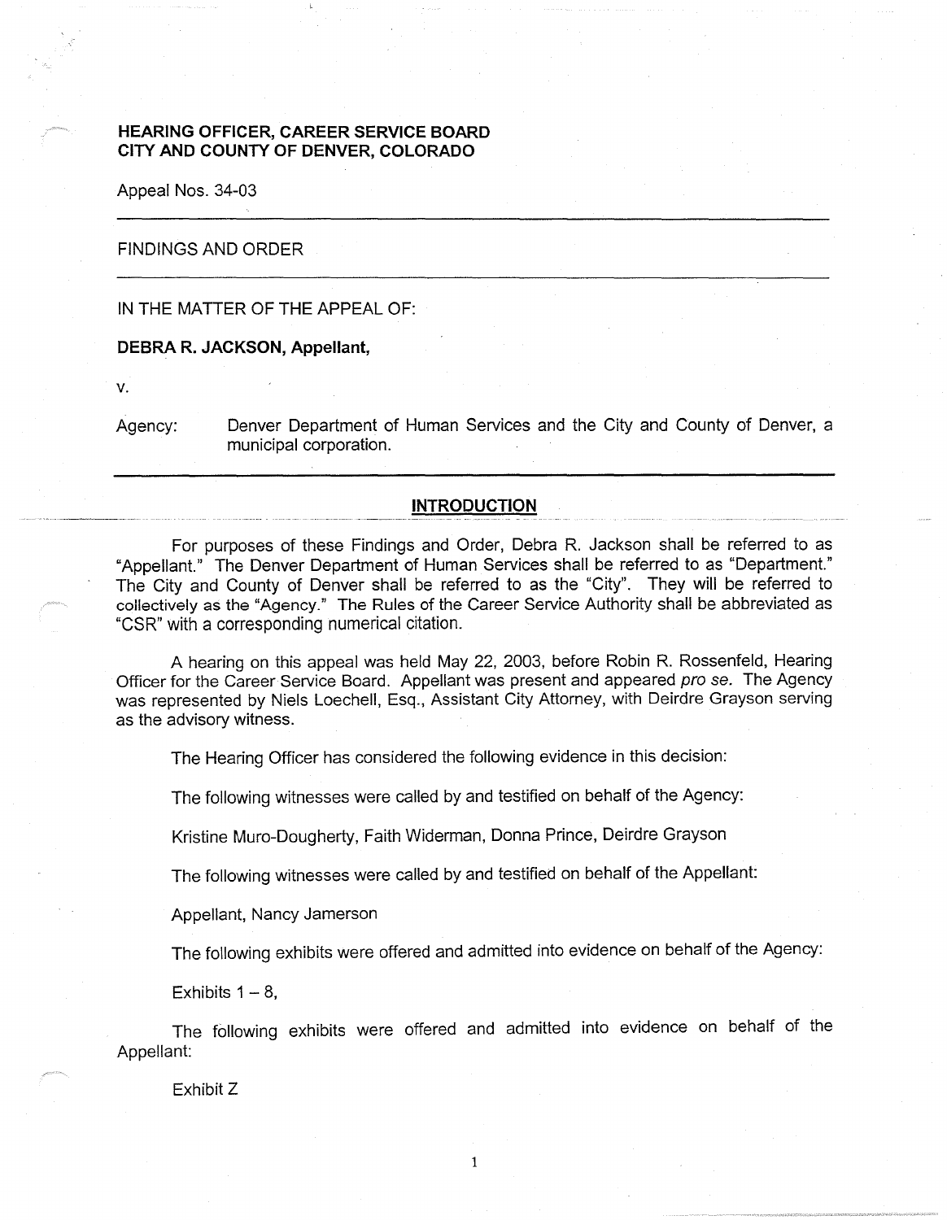**HEARING OFFICER, CAREER SERVICE BOARD**
**CITY AND COUNTY OF DENVER, COLORADO**

Appeal Nos. 34-03

---

FINDINGS AND ORDER

---

IN THE MATTER OF THE APPEAL OF:

**DEBRA R. JACKSON, Appellant,**

v.

Agency: Denver Department of Human Services and the City and County of Denver, a municipal corporation.

---

## INTRODUCTION

For purposes of these Findings and Order, Debra R. Jackson shall be referred to as "Appellant." The Denver Department of Human Services shall be referred to as "Department." The City and County of Denver shall be referred to as the "City". They will be referred to collectively as the "Agency." The Rules of the Career Service Authority shall be abbreviated as "CSR" with a corresponding numerical citation.

A hearing on this appeal was held May 22, 2003, before Robin R. Rossenfeld, Hearing Officer for the Career Service Board. Appellant was present and appeared *pro se*. The Agency was represented by Niels Loechell, Esq., Assistant City Attorney, with Deirdre Grayson serving as the advisory witness.

The Hearing Officer has considered the following evidence in this decision:

The following witnesses were called by and testified on behalf of the Agency:

Kristine Muro-Dougherty, Faith Widerman, Donna Prince, Deirdre Grayson

The following witnesses were called by and testified on behalf of the Appellant:

Appellant, Nancy Jamerson

The following exhibits were offered and admitted into evidence on behalf of the Agency:

Exhibits 1 – 8,

The following exhibits were offered and admitted into evidence on behalf of the Appellant:

Exhibit Z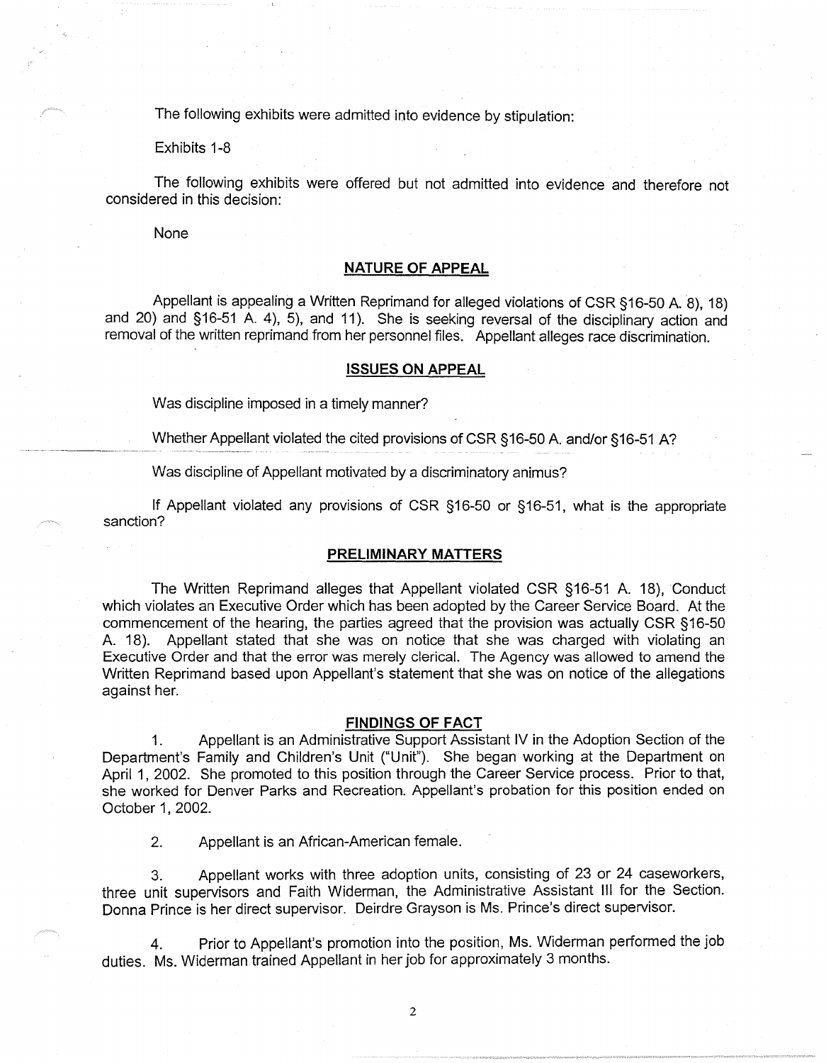The following exhibits were admitted into evidence by stipulation:

Exhibits 1-8

The following exhibits were offered but not admitted into evidence and therefore not considered in this decision:

None

## NATURE OF APPEAL

Appellant is appealing a Written Reprimand for alleged violations of CSR §16-50 A. 8), 18) and 20) and §16-51 A. 4), 5), and 11). She is seeking reversal of the disciplinary action and removal of the written reprimand from her personnel files. Appellant alleges race discrimination.

## ISSUES ON APPEAL

Was discipline imposed in a timely manner?

Whether Appellant violated the cited provisions of CSR §16-50 A. and/or §16-51 A?

Was discipline of Appellant motivated by a discriminatory animus?

If Appellant violated any provisions of CSR §16-50 or §16-51, what is the appropriate sanction?

## PRELIMINARY MATTERS

The Written Reprimand alleges that Appellant violated CSR §16-51 A. 18), Conduct which violates an Executive Order which has been adopted by the Career Service Board. At the commencement of the hearing, the parties agreed that the provision was actually CSR §16-50 A. 18). Appellant stated that she was on notice that she was charged with violating an Executive Order and that the error was merely clerical. The Agency was allowed to amend the Written Reprimand based upon Appellant's statement that she was on notice of the allegations against her.

## FINDINGS OF FACT

1. Appellant is an Administrative Support Assistant IV in the Adoption Section of the Department's Family and Children's Unit ("Unit"). She began working at the Department on April 1, 2002. She promoted to this position through the Career Service process. Prior to that, she worked for Denver Parks and Recreation. Appellant's probation for this position ended on October 1, 2002.

2. Appellant is an African-American female.

3. Appellant works with three adoption units, consisting of 23 or 24 caseworkers, three unit supervisors and Faith Widerman, the Administrative Assistant III for the Section. Donna Prince is her direct supervisor. Deirdre Grayson is Ms. Prince's direct supervisor.

4. Prior to Appellant's promotion into the position, Ms. Widerman performed the job duties. Ms. Widerman trained Appellant in her job for approximately 3 months.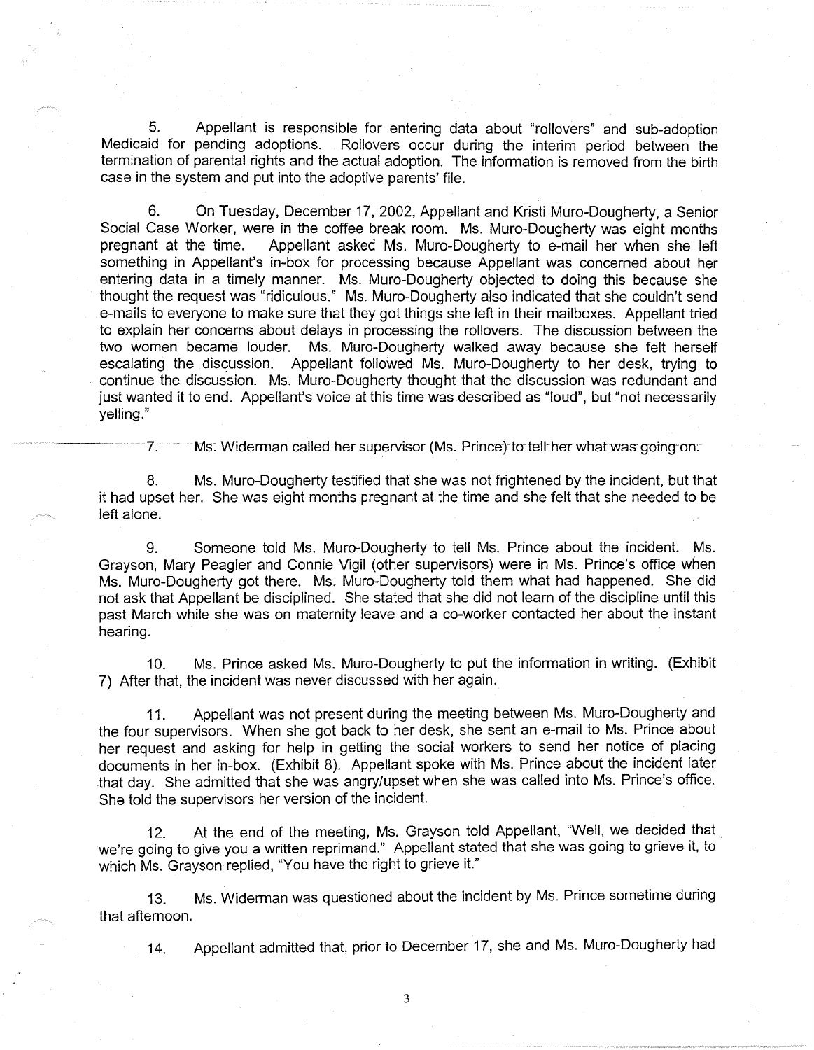5. Appellant is responsible for entering data about "rollovers" and sub-adoption Medicaid for pending adoptions. Rollovers occur during the interim period between the termination of parental rights and the actual adoption. The information is removed from the birth case in the system and put into the adoptive parents' file.

6. On Tuesday, December 17, 2002, Appellant and Kristi Muro-Dougherty, a Senior Social Case Worker, were in the coffee break room. Ms. Muro-Dougherty was eight months pregnant at the time. Appellant asked Ms. Muro-Dougherty to e-mail her when she left something in Appellant's in-box for processing because Appellant was concerned about her entering data in a timely manner. Ms. Muro-Dougherty objected to doing this because she thought the request was "ridiculous." Ms. Muro-Dougherty also indicated that she couldn't send e-mails to everyone to make sure that they got things she left in their mailboxes. Appellant tried to explain her concerns about delays in processing the rollovers. The discussion between the two women became louder. Ms. Muro-Dougherty walked away because she felt herself escalating the discussion. Appellant followed Ms. Muro-Dougherty to her desk, trying to continue the discussion. Ms. Muro-Dougherty thought that the discussion was redundant and just wanted it to end. Appellant's voice at this time was described as "loud", but "not necessarily yelling."

7. Ms. Widerman called her supervisor (Ms. Prince) to tell her what was going on.

8. Ms. Muro-Dougherty testified that she was not frightened by the incident, but that it had upset her. She was eight months pregnant at the time and she felt that she needed to be left alone.

9. Someone told Ms. Muro-Dougherty to tell Ms. Prince about the incident. Ms. Grayson, Mary Peagler and Connie Vigil (other supervisors) were in Ms. Prince's office when Ms. Muro-Dougherty got there. Ms. Muro-Dougherty told them what had happened. She did not ask that Appellant be disciplined. She stated that she did not learn of the discipline until this past March while she was on maternity leave and a co-worker contacted her about the instant hearing.

10. Ms. Prince asked Ms. Muro-Dougherty to put the information in writing. (Exhibit 7) After that, the incident was never discussed with her again.

11. Appellant was not present during the meeting between Ms. Muro-Dougherty and the four supervisors. When she got back to her desk, she sent an e-mail to Ms. Prince about her request and asking for help in getting the social workers to send her notice of placing documents in her in-box. (Exhibit 8). Appellant spoke with Ms. Prince about the incident later that day. She admitted that she was angry/upset when she was called into Ms. Prince's office. She told the supervisors her version of the incident.

12. At the end of the meeting, Ms. Grayson told Appellant, "Well, we decided that we're going to give you a written reprimand." Appellant stated that she was going to grieve it, to which Ms. Grayson replied, "You have the right to grieve it."

13. Ms. Widerman was questioned about the incident by Ms. Prince sometime during that afternoon.

14. Appellant admitted that, prior to December 17, she and Ms. Muro-Dougherty had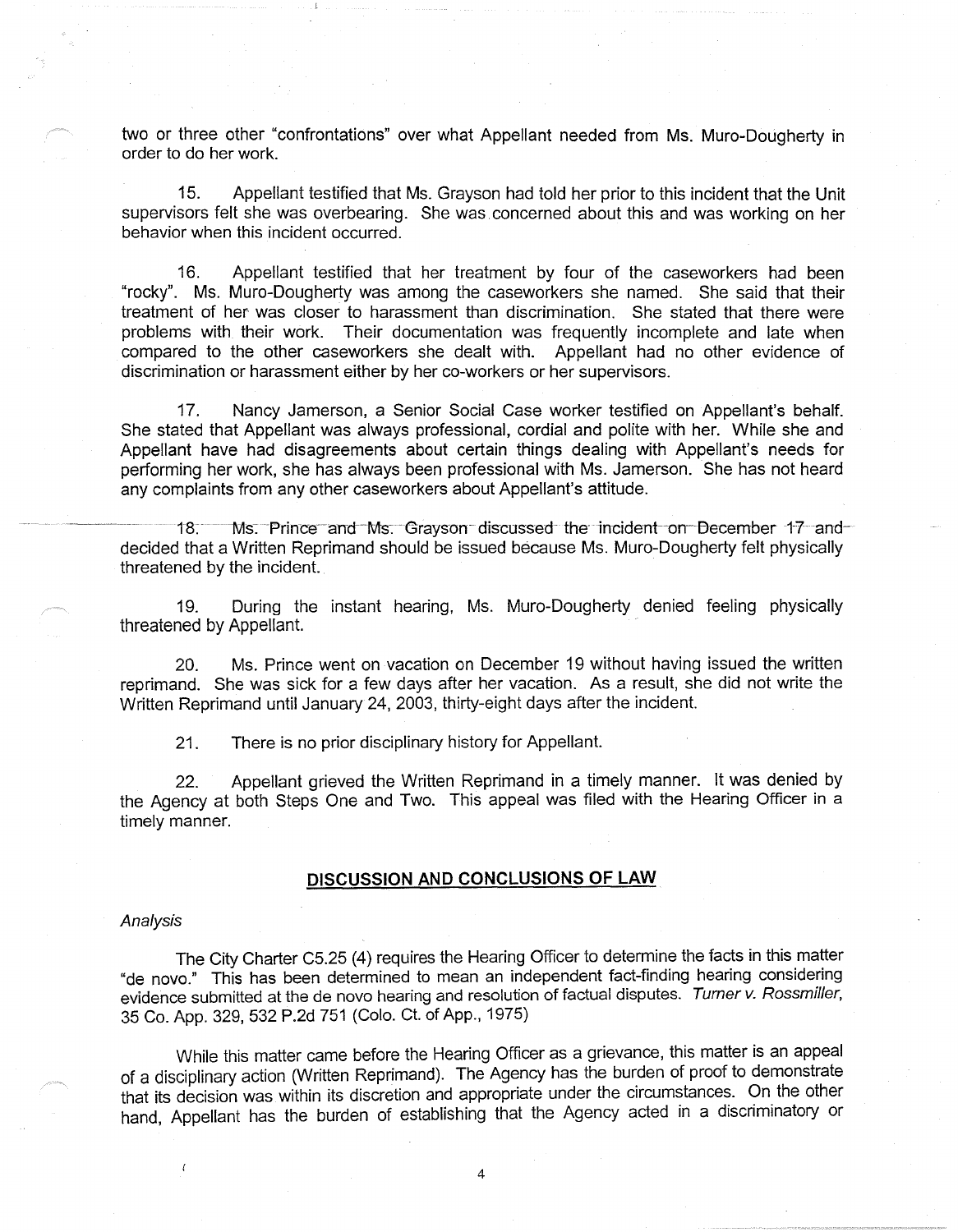two or three other "confrontations" over what Appellant needed from Ms. Muro-Dougherty in order to do her work.

15. Appellant testified that Ms. Grayson had told her prior to this incident that the Unit supervisors felt she was overbearing. She was concerned about this and was working on her behavior when this incident occurred.

16. Appellant testified that her treatment by four of the caseworkers had been "rocky". Ms. Muro-Dougherty was among the caseworkers she named. She said that their treatment of her was closer to harassment than discrimination. She stated that there were problems with their work. Their documentation was frequently incomplete and late when compared to the other caseworkers she dealt with. Appellant had no other evidence of discrimination or harassment either by her co-workers or her supervisors.

17. Nancy Jamerson, a Senior Social Case worker testified on Appellant's behalf. She stated that Appellant was always professional, cordial and polite with her. While she and Appellant have had disagreements about certain things dealing with Appellant's needs for performing her work, she has always been professional with Ms. Jamerson. She has not heard any complaints from any other caseworkers about Appellant's attitude.

18. Ms. Prince and Ms. Grayson discussed the incident on December 17 and decided that a Written Reprimand should be issued because Ms. Muro-Dougherty felt physically threatened by the incident.

19. During the instant hearing, Ms. Muro-Dougherty denied feeling physically threatened by Appellant.

20. Ms. Prince went on vacation on December 19 without having issued the written reprimand. She was sick for a few days after her vacation. As a result, she did not write the Written Reprimand until January 24, 2003, thirty-eight days after the incident.

21. There is no prior disciplinary history for Appellant.

22. Appellant grieved the Written Reprimand in a timely manner. It was denied by the Agency at both Steps One and Two. This appeal was filed with the Hearing Officer in a timely manner.

## DISCUSSION AND CONCLUSIONS OF LAW

*Analysis*

The City Charter C5.25 (4) requires the Hearing Officer to determine the facts in this matter "de novo." This has been determined to mean an independent fact-finding hearing considering evidence submitted at the de novo hearing and resolution of factual disputes. *Turner v. Rossmiller*, 35 Co. App. 329, 532 P.2d 751 (Colo. Ct. of App., 1975)

While this matter came before the Hearing Officer as a grievance, this matter is an appeal of a disciplinary action (Written Reprimand). The Agency has the burden of proof to demonstrate that its decision was within its discretion and appropriate under the circumstances. On the other hand, Appellant has the burden of establishing that the Agency acted in a discriminatory or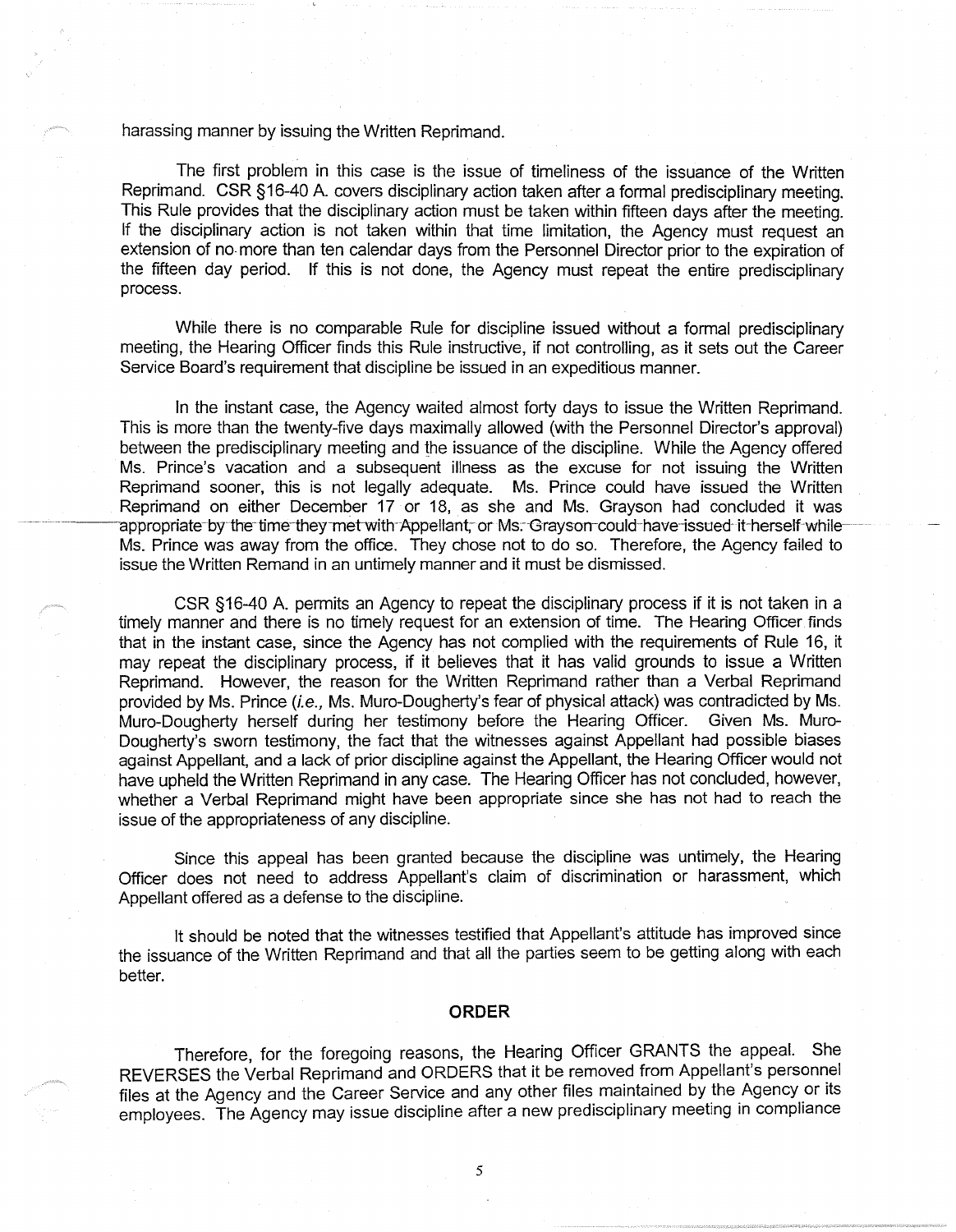harassing manner by issuing the Written Reprimand.

The first problem in this case is the issue of timeliness of the issuance of the Written Reprimand. CSR §16-40 A. covers disciplinary action taken after a formal predisciplinary meeting. This Rule provides that the disciplinary action must be taken within fifteen days after the meeting. If the disciplinary action is not taken within that time limitation, the Agency must request an extension of no more than ten calendar days from the Personnel Director prior to the expiration of the fifteen day period. If this is not done, the Agency must repeat the entire predisciplinary process.

While there is no comparable Rule for discipline issued without a formal predisciplinary meeting, the Hearing Officer finds this Rule instructive, if not controlling, as it sets out the Career Service Board's requirement that discipline be issued in an expeditious manner.

In the instant case, the Agency waited almost forty days to issue the Written Reprimand. This is more than the twenty-five days maximally allowed (with the Personnel Director's approval) between the predisciplinary meeting and the issuance of the discipline. While the Agency offered Ms. Prince's vacation and a subsequent illness as the excuse for not issuing the Written Reprimand sooner, this is not legally adequate. Ms. Prince could have issued the Written Reprimand on either December 17 or 18, as she and Ms. Grayson had concluded it was appropriate by the time they met with Appellant, or Ms. Grayson could have issued it herself while Ms. Prince was away from the office. They chose not to do so. Therefore, the Agency failed to issue the Written Remand in an untimely manner and it must be dismissed.

CSR §16-40 A. permits an Agency to repeat the disciplinary process if it is not taken in a timely manner and there is no timely request for an extension of time. The Hearing Officer finds that in the instant case, since the Agency has not complied with the requirements of Rule 16, it may repeat the disciplinary process, if it believes that it has valid grounds to issue a Written Reprimand. However, the reason for the Written Reprimand rather than a Verbal Reprimand provided by Ms. Prince (*i.e.,* Ms. Muro-Dougherty's fear of physical attack) was contradicted by Ms. Muro-Dougherty herself during her testimony before the Hearing Officer. Given Ms. Muro-Dougherty's sworn testimony, the fact that the witnesses against Appellant had possible biases against Appellant, and a lack of prior discipline against the Appellant, the Hearing Officer would not have upheld the Written Reprimand in any case. The Hearing Officer has not concluded, however, whether a Verbal Reprimand might have been appropriate since she has not had to reach the issue of the appropriateness of any discipline.

Since this appeal has been granted because the discipline was untimely, the Hearing Officer does not need to address Appellant's claim of discrimination or harassment, which Appellant offered as a defense to the discipline.

It should be noted that the witnesses testified that Appellant's attitude has improved since the issuance of the Written Reprimand and that all the parties seem to be getting along with each better.

## ORDER

Therefore, for the foregoing reasons, the Hearing Officer GRANTS the appeal. She REVERSES the Verbal Reprimand and ORDERS that it be removed from Appellant's personnel files at the Agency and the Career Service and any other files maintained by the Agency or its employees. The Agency may issue discipline after a new predisciplinary meeting in compliance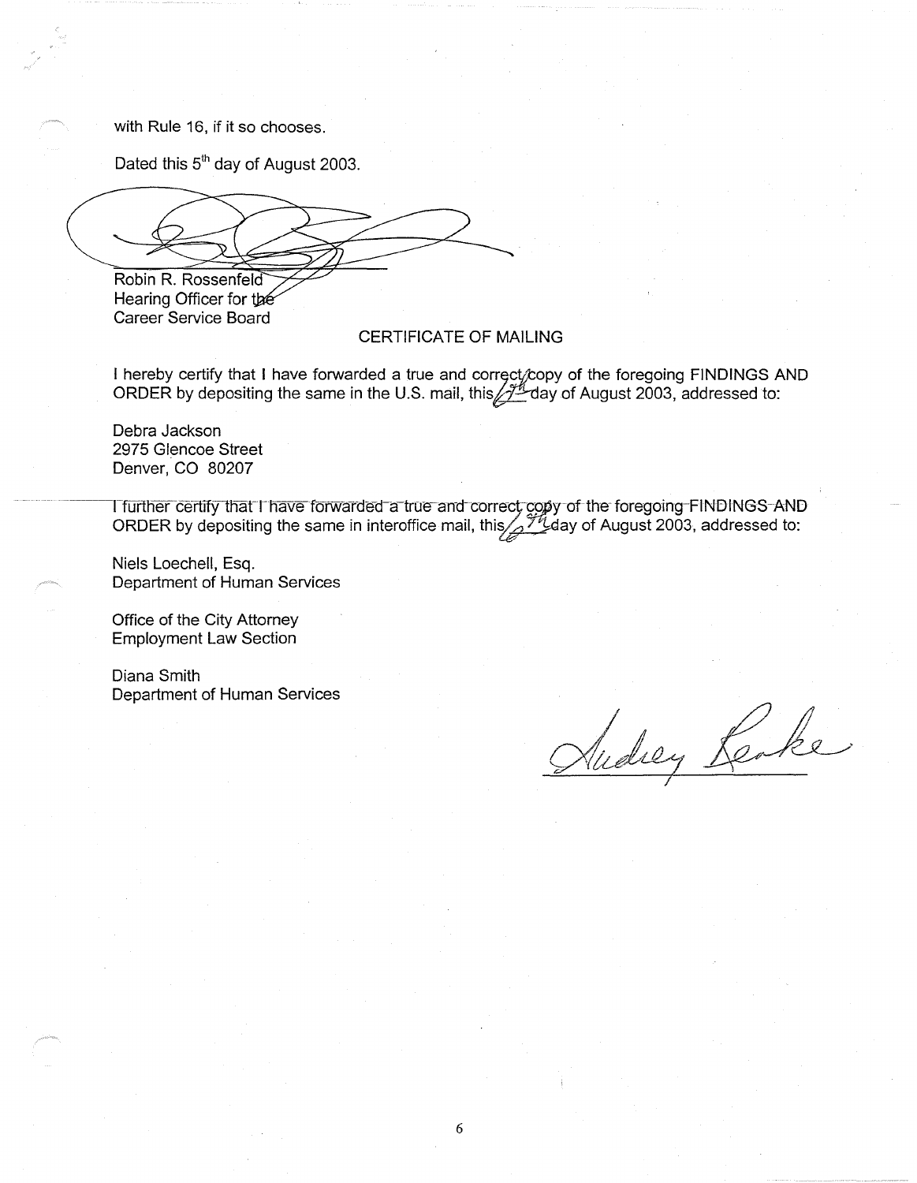with Rule 16, if it so chooses.

Dated this 5th day of August 2003.

Robin R. Rossenfeld
Hearing Officer for the
Career Service Board

CERTIFICATE OF MAILING

I hereby certify that I have forwarded a true and correct copy of the foregoing FINDINGS AND ORDER by depositing the same in the U.S. mail, this 7th day of August 2003, addressed to:

Debra Jackson
2975 Glencoe Street
Denver, CO 80207

I further certify that I have forwarded a true and correct copy of the foregoing FINDINGS AND ORDER by depositing the same in interoffice mail, this 7th day of August 2003, addressed to:

Niels Loechell, Esq.
Department of Human Services

Office of the City Attorney
Employment Law Section

Diana Smith
Department of Human Services

Audrey Leake